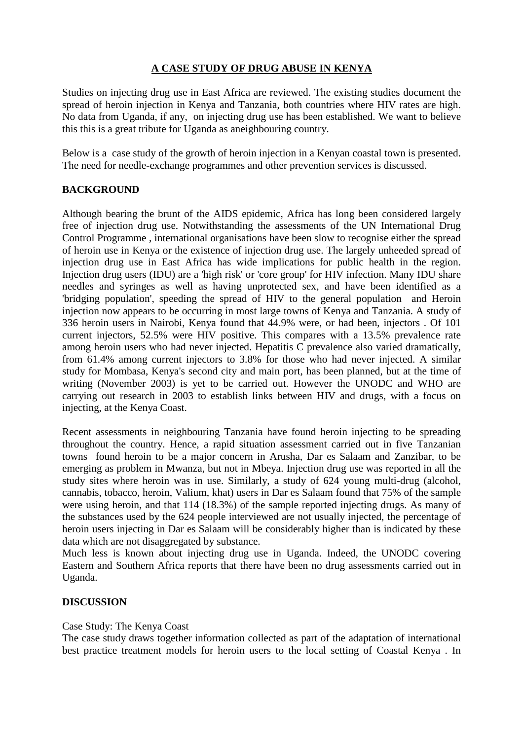# A CASE STUDY OF DRUG ABUSE IN KENYA

Studies on injecting drug use in East Africa are reviewed. The existing studies document the spread of heroin injection in Kenya and Tanzania, both countries where HIV rates are high. No data from Uganda, if any, on injecting drug use has been established. We want to believe this this is a great tribute for Uganda as aneighbouring country.

Below is a case study of the growth of heroin injection in a Kenyan coastal town is presented. The need for needle-exchange programmes and other prevention services is discussed.

## BACKGROUND

Although bearing the brunt of the AIDS epidemic, Africa has long been considered largely free of injection drug use. Notwithstanding the assessments of the UN International Drug Control Programme , international organisations have been slow to recognise either the spread of heroin use in Kenya or the existence of injection drug use. The largely unheeded spread of injection drug use in East Africa has wide implications for public health in the region. Injection drug users (IDU) are a 'high risk' or 'core group' for HIV infection. Many IDU share needles and syringes as well as having unprotected sex, and have been identified as a 'bridging population', speeding the spread of HIV to the general population and Heroin injection now appears to be occurring in most large towns of Kenya and Tanzania. A study of 336 heroin users in Nairobi, Kenya found that 44.9% were, or had been, injectors . Of 101 current injectors, 52.5% were HIV positive. This compares with a 13.5% prevalence rate among heroin users who had never injected. Hepatitis C prevalence also varied dramatically, from 61.4% among current injectors to 3.8% for those who had never injected. A similar study for Mombasa, Kenya's second city and main port, has been planned, but at the time of writing (November 2003) is yet to be carried out. However the UNODC and WHO are carrying out research in 2003 to establish links between HIV and drugs, with a focus on injecting, at the Kenya Coast.

Recent assessments in neighbouring Tanzania have found heroin injecting to be spreading throughout the country. Hence, a rapid situation assessment carried out in five Tanzanian towns found heroin to be a major concern in Arusha, Dar es Salaam and Zanzibar, to be emerging as problem in Mwanza, but not in Mbeya. Injection drug use was reported in all the study sites where heroin was in use. Similarly, a study of 624 young multi-drug (alcohol, cannabis, tobacco, heroin, Valium, khat) users in Dar es Salaam found that 75% of the sample were using heroin, and that 114 (18.3%) of the sample reported injecting drugs. As many of the substances used by the 624 people interviewed are not usually injected, the percentage of heroin users injecting in Dar es Salaam will be considerably higher than is indicated by these data which are not disaggregated by substance.

Much less is known about injecting drug use in Uganda. Indeed, the UNODC covering Eastern and Southern Africa reports that there have been no drug assessments carried out in Uganda.

## DISCUSSION

Case Study: The Kenya Coast

The case study draws together information collected as part of the adaptation of international best practice treatment models for heroin users to the local setting of Coastal Kenya . In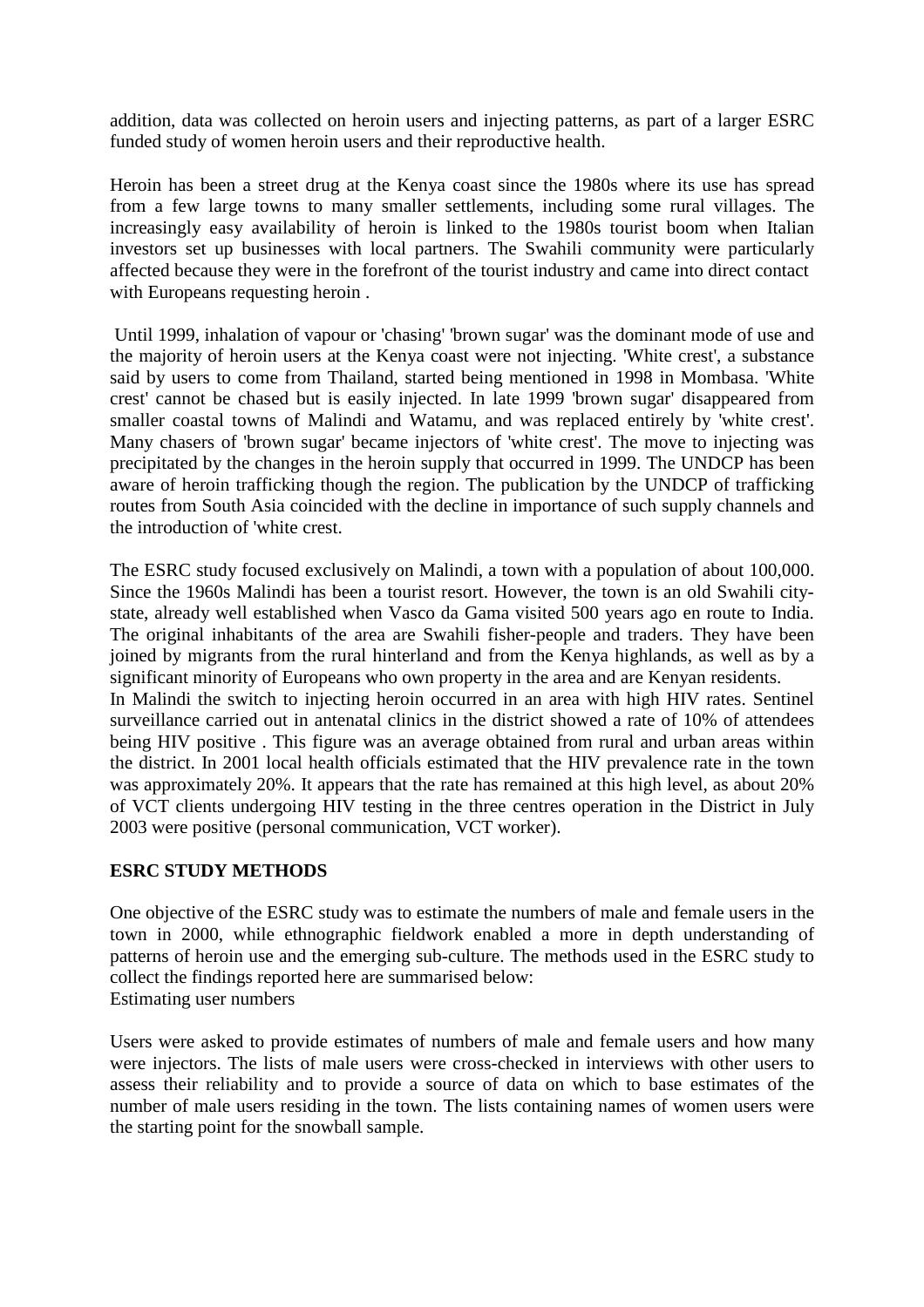addition, data was collected on heroin users and injecting patterns, as part of a larger ESRC funded study of women heroin users and their reproductive health.

Heroin has been a street drug at the Kenya coast since the 1980s where its use has spread from a few large towns to many smaller settlements, including some rural villages. The increasingly easy availability of heroin is linked to the 1980s tourist boom when Italian investors set up businesses with local partners. The Swahili community were particularly affected because they were in the forefront of the tourist industry and came into direct contact with Europeans requesting heroin .

Until 1999, inhalation of vapour or 'chasing' 'brown sugar' was the dominant mode of use and the majority of heroin users at the Kenya coast were not injecting. 'White crest', a substance said by users to come from Thailand, started being mentioned in 1998 in Mombasa. 'White crest' cannot be chased but is easily injected. In late 1999 'brown sugar' disappeared from smaller coastal towns of Malindi and Watamu, and was replaced entirely by 'white crest'. Many chasers of 'brown sugar' became injectors of 'white crest'. The move to injecting was precipitated by the changes in the heroin supply that occurred in 1999. The UNDCP has been aware of heroin trafficking though the region. The publication by the UNDCP of trafficking routes from South Asia coincided with the decline in importance of such supply channels and the introduction of 'white crest.

The ESRC study focused exclusively on Malindi, a town with a population of about 100,000. Since the 1960s Malindi has been a tourist resort. However, the town is an old Swahili city-state, already well established when Vasco da Gama visited 500 years ago en route to India. The original inhabitants of the area are Swahili fisher-people and traders. They have been joined by migrants from the rural hinterland and from the Kenya highlands, as well as by a significant minority of Europeans who own property in the area and are Kenyan residents.
In Malindi the switch to injecting heroin occurred in an area with high HIV rates. Sentinel surveillance carried out in antenatal clinics in the district showed a rate of 10% of attendees being HIV positive . This figure was an average obtained from rural and urban areas within the district. In 2001 local health officials estimated that the HIV prevalence rate in the town was approximately 20%. It appears that the rate has remained at this high level, as about 20% of VCT clients undergoing HIV testing in the three centres operation in the District in July 2003 were positive (personal communication, VCT worker).

## ESRC STUDY METHODS

One objective of the ESRC study was to estimate the numbers of male and female users in the town in 2000, while ethnographic fieldwork enabled a more in depth understanding of patterns of heroin use and the emerging sub-culture. The methods used in the ESRC study to collect the findings reported here are summarised below:
Estimating user numbers

Users were asked to provide estimates of numbers of male and female users and how many were injectors. The lists of male users were cross-checked in interviews with other users to assess their reliability and to provide a source of data on which to base estimates of the number of male users residing in the town. The lists containing names of women users were the starting point for the snowball sample.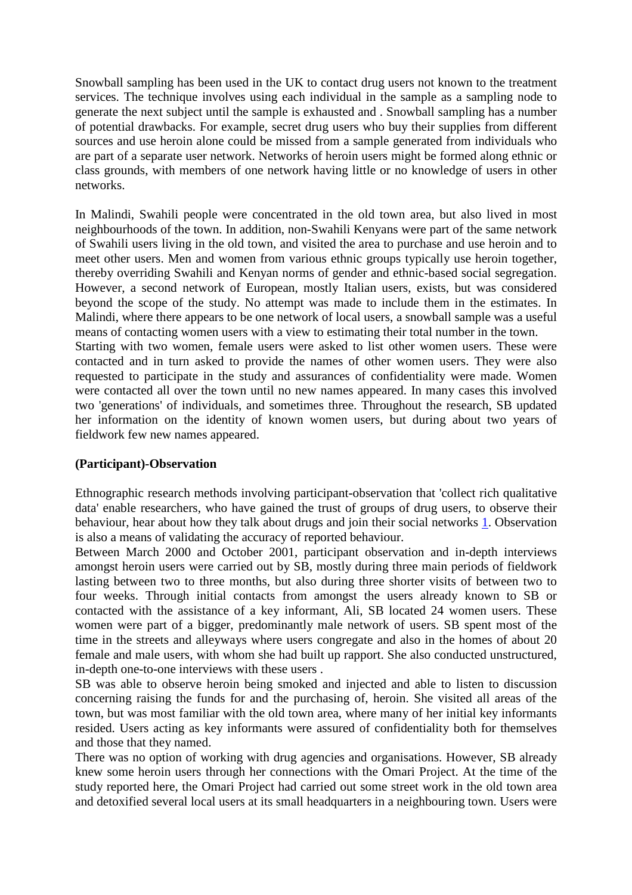Snowball sampling has been used in the UK to contact drug users not known to the treatment services. The technique involves using each individual in the sample as a sampling node to generate the next subject until the sample is exhausted and . Snowball sampling has a number of potential drawbacks. For example, secret drug users who buy their supplies from different sources and use heroin alone could be missed from a sample generated from individuals who are part of a separate user network. Networks of heroin users might be formed along ethnic or class grounds, with members of one network having little or no knowledge of users in other networks.

In Malindi, Swahili people were concentrated in the old town area, but also lived in most neighbourhoods of the town. In addition, non-Swahili Kenyans were part of the same network of Swahili users living in the old town, and visited the area to purchase and use heroin and to meet other users. Men and women from various ethnic groups typically use heroin together, thereby overriding Swahili and Kenyan norms of gender and ethnic-based social segregation. However, a second network of European, mostly Italian users, exists, but was considered beyond the scope of the study. No attempt was made to include them in the estimates. In Malindi, where there appears to be one network of local users, a snowball sample was a useful means of contacting women users with a view to estimating their total number in the town.

Starting with two women, female users were asked to list other women users. These were contacted and in turn asked to provide the names of other women users. They were also requested to participate in the study and assurances of confidentiality were made. Women were contacted all over the town until no new names appeared. In many cases this involved two 'generations' of individuals, and sometimes three. Throughout the research, SB updated her information on the identity of known women users, but during about two years of fieldwork few new names appeared.

### (Participant)-Observation

Ethnographic research methods involving participant-observation that 'collect rich qualitative data' enable researchers, who have gained the trust of groups of drug users, to observe their behaviour, hear about how they talk about drugs and join their social networks 1. Observation is also a means of validating the accuracy of reported behaviour.

Between March 2000 and October 2001, participant observation and in-depth interviews amongst heroin users were carried out by SB, mostly during three main periods of fieldwork lasting between two to three months, but also during three shorter visits of between two to four weeks. Through initial contacts from amongst the users already known to SB or contacted with the assistance of a key informant, Ali, SB located 24 women users. These women were part of a bigger, predominantly male network of users. SB spent most of the time in the streets and alleyways where users congregate and also in the homes of about 20 female and male users, with whom she had built up rapport. She also conducted unstructured, in-depth one-to-one interviews with these users .

SB was able to observe heroin being smoked and injected and able to listen to discussion concerning raising the funds for and the purchasing of, heroin. She visited all areas of the town, but was most familiar with the old town area, where many of her initial key informants resided. Users acting as key informants were assured of confidentiality both for themselves and those that they named.

There was no option of working with drug agencies and organisations. However, SB already knew some heroin users through her connections with the Omari Project. At the time of the study reported here, the Omari Project had carried out some street work in the old town area and detoxified several local users at its small headquarters in a neighbouring town. Users were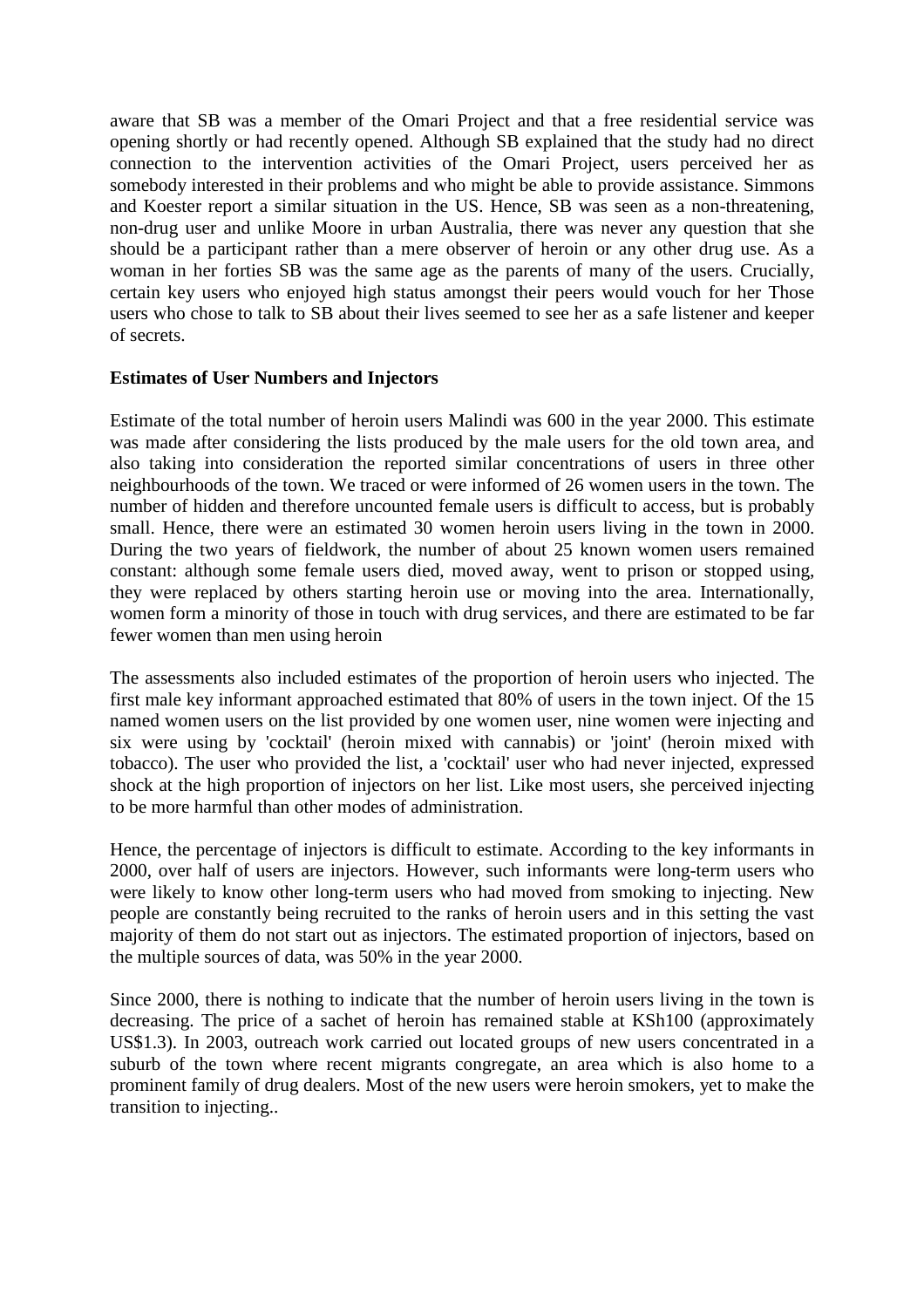aware that SB was a member of the Omari Project and that a free residential service was opening shortly or had recently opened. Although SB explained that the study had no direct connection to the intervention activities of the Omari Project, users perceived her as somebody interested in their problems and who might be able to provide assistance. Simmons and Koester report a similar situation in the US. Hence, SB was seen as a non-threatening, non-drug user and unlike Moore in urban Australia, there was never any question that she should be a participant rather than a mere observer of heroin or any other drug use. As a woman in her forties SB was the same age as the parents of many of the users. Crucially, certain key users who enjoyed high status amongst their peers would vouch for her Those users who chose to talk to SB about their lives seemed to see her as a safe listener and keeper of secrets.

**Estimates of User Numbers and Injectors**

Estimate of the total number of heroin users Malindi was 600 in the year 2000. This estimate was made after considering the lists produced by the male users for the old town area, and also taking into consideration the reported similar concentrations of users in three other neighbourhoods of the town. We traced or were informed of 26 women users in the town. The number of hidden and therefore uncounted female users is difficult to access, but is probably small. Hence, there were an estimated 30 women heroin users living in the town in 2000. During the two years of fieldwork, the number of about 25 known women users remained constant: although some female users died, moved away, went to prison or stopped using, they were replaced by others starting heroin use or moving into the area. Internationally, women form a minority of those in touch with drug services, and there are estimated to be far fewer women than men using heroin

The assessments also included estimates of the proportion of heroin users who injected. The first male key informant approached estimated that 80% of users in the town inject. Of the 15 named women users on the list provided by one women user, nine women were injecting and six were using by 'cocktail' (heroin mixed with cannabis) or 'joint' (heroin mixed with tobacco). The user who provided the list, a 'cocktail' user who had never injected, expressed shock at the high proportion of injectors on her list. Like most users, she perceived injecting to be more harmful than other modes of administration.

Hence, the percentage of injectors is difficult to estimate. According to the key informants in 2000, over half of users are injectors. However, such informants were long-term users who were likely to know other long-term users who had moved from smoking to injecting. New people are constantly being recruited to the ranks of heroin users and in this setting the vast majority of them do not start out as injectors. The estimated proportion of injectors, based on the multiple sources of data, was 50% in the year 2000.

Since 2000, there is nothing to indicate that the number of heroin users living in the town is decreasing. The price of a sachet of heroin has remained stable at KSh100 (approximately US$1.3). In 2003, outreach work carried out located groups of new users concentrated in a suburb of the town where recent migrants congregate, an area which is also home to a prominent family of drug dealers. Most of the new users were heroin smokers, yet to make the transition to injecting..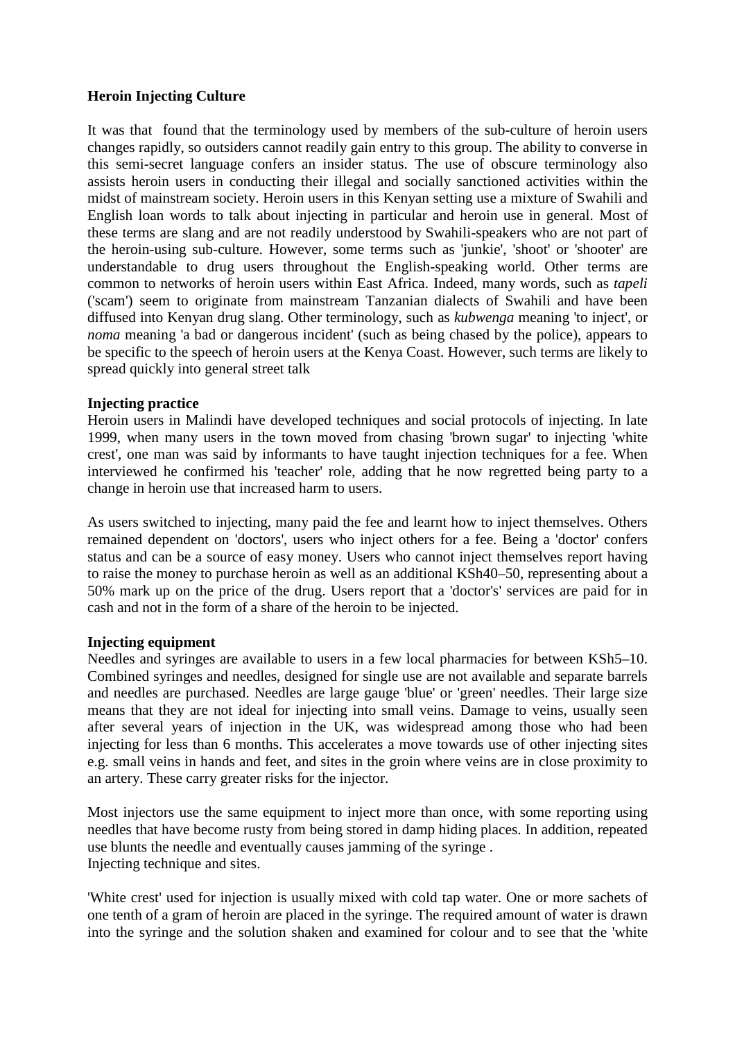**Heroin Injecting Culture**

It was that found that the terminology used by members of the sub-culture of heroin users changes rapidly, so outsiders cannot readily gain entry to this group. The ability to converse in this semi-secret language confers an insider status. The use of obscure terminology also assists heroin users in conducting their illegal and socially sanctioned activities within the midst of mainstream society. Heroin users in this Kenyan setting use a mixture of Swahili and English loan words to talk about injecting in particular and heroin use in general. Most of these terms are slang and are not readily understood by Swahili-speakers who are not part of the heroin-using sub-culture. However, some terms such as 'junkie', 'shoot' or 'shooter' are understandable to drug users throughout the English-speaking world. Other terms are common to networks of heroin users within East Africa. Indeed, many words, such as *tapeli* ('scam') seem to originate from mainstream Tanzanian dialects of Swahili and have been diffused into Kenyan drug slang. Other terminology, such as *kubwenga* meaning 'to inject', or *noma* meaning 'a bad or dangerous incident' (such as being chased by the police), appears to be specific to the speech of heroin users at the Kenya Coast. However, such terms are likely to spread quickly into general street talk

**Injecting practice**

Heroin users in Malindi have developed techniques and social protocols of injecting. In late 1999, when many users in the town moved from chasing 'brown sugar' to injecting 'white crest', one man was said by informants to have taught injection techniques for a fee. When interviewed he confirmed his 'teacher' role, adding that he now regretted being party to a change in heroin use that increased harm to users.

As users switched to injecting, many paid the fee and learnt how to inject themselves. Others remained dependent on 'doctors', users who inject others for a fee. Being a 'doctor' confers status and can be a source of easy money. Users who cannot inject themselves report having to raise the money to purchase heroin as well as an additional KSh40–50, representing about a 50% mark up on the price of the drug. Users report that a 'doctor's' services are paid for in cash and not in the form of a share of the heroin to be injected.

**Injecting equipment**

Needles and syringes are available to users in a few local pharmacies for between KSh5–10. Combined syringes and needles, designed for single use are not available and separate barrels and needles are purchased. Needles are large gauge 'blue' or 'green' needles. Their large size means that they are not ideal for injecting into small veins. Damage to veins, usually seen after several years of injection in the UK, was widespread among those who had been injecting for less than 6 months. This accelerates a move towards use of other injecting sites e.g. small veins in hands and feet, and sites in the groin where veins are in close proximity to an artery. These carry greater risks for the injector.

Most injectors use the same equipment to inject more than once, with some reporting using needles that have become rusty from being stored in damp hiding places. In addition, repeated use blunts the needle and eventually causes jamming of the syringe .
Injecting technique and sites.

'White crest' used for injection is usually mixed with cold tap water. One or more sachets of one tenth of a gram of heroin are placed in the syringe. The required amount of water is drawn into the syringe and the solution shaken and examined for colour and to see that the 'white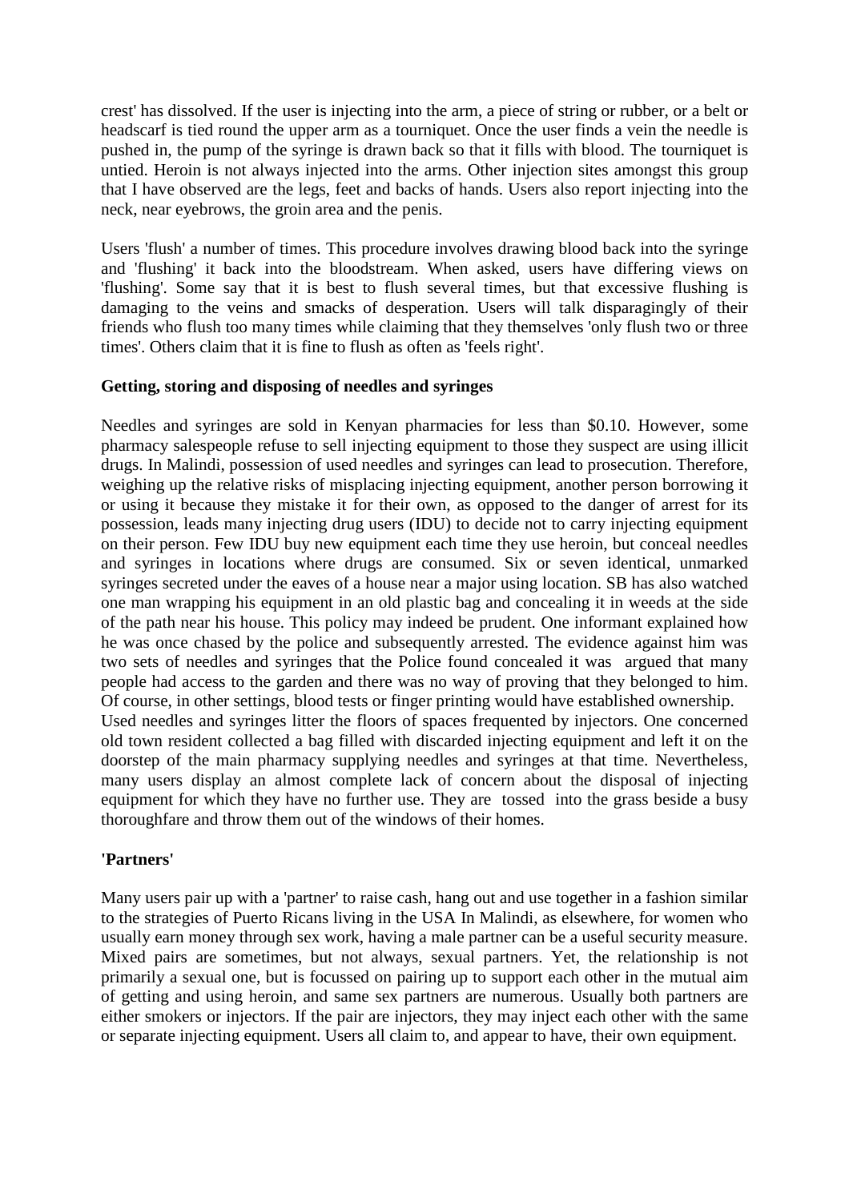crest' has dissolved. If the user is injecting into the arm, a piece of string or rubber, or a belt or headscarf is tied round the upper arm as a tourniquet. Once the user finds a vein the needle is pushed in, the pump of the syringe is drawn back so that it fills with blood. The tourniquet is untied. Heroin is not always injected into the arms. Other injection sites amongst this group that I have observed are the legs, feet and backs of hands. Users also report injecting into the neck, near eyebrows, the groin area and the penis.

Users 'flush' a number of times. This procedure involves drawing blood back into the syringe and 'flushing' it back into the bloodstream. When asked, users have differing views on 'flushing'. Some say that it is best to flush several times, but that excessive flushing is damaging to the veins and smacks of desperation. Users will talk disparagingly of their friends who flush too many times while claiming that they themselves 'only flush two or three times'. Others claim that it is fine to flush as often as 'feels right'.

**Getting, storing and disposing of needles and syringes**

Needles and syringes are sold in Kenyan pharmacies for less than \$0.10. However, some pharmacy salespeople refuse to sell injecting equipment to those they suspect are using illicit drugs. In Malindi, possession of used needles and syringes can lead to prosecution. Therefore, weighing up the relative risks of misplacing injecting equipment, another person borrowing it or using it because they mistake it for their own, as opposed to the danger of arrest for its possession, leads many injecting drug users (IDU) to decide not to carry injecting equipment on their person. Few IDU buy new equipment each time they use heroin, but conceal needles and syringes in locations where drugs are consumed. Six or seven identical, unmarked syringes secreted under the eaves of a house near a major using location. SB has also watched one man wrapping his equipment in an old plastic bag and concealing it in weeds at the side of the path near his house. This policy may indeed be prudent. One informant explained how he was once chased by the police and subsequently arrested. The evidence against him was two sets of needles and syringes that the Police found concealed it was argued that many people had access to the garden and there was no way of proving that they belonged to him. Of course, in other settings, blood tests or finger printing would have established ownership.
Used needles and syringes litter the floors of spaces frequented by injectors. One concerned old town resident collected a bag filled with discarded injecting equipment and left it on the doorstep of the main pharmacy supplying needles and syringes at that time. Nevertheless, many users display an almost complete lack of concern about the disposal of injecting equipment for which they have no further use. They are tossed into the grass beside a busy thoroughfare and throw them out of the windows of their homes.

**'Partners'**

Many users pair up with a 'partner' to raise cash, hang out and use together in a fashion similar to the strategies of Puerto Ricans living in the USA In Malindi, as elsewhere, for women who usually earn money through sex work, having a male partner can be a useful security measure. Mixed pairs are sometimes, but not always, sexual partners. Yet, the relationship is not primarily a sexual one, but is focussed on pairing up to support each other in the mutual aim of getting and using heroin, and same sex partners are numerous. Usually both partners are either smokers or injectors. If the pair are injectors, they may inject each other with the same or separate injecting equipment. Users all claim to, and appear to have, their own equipment.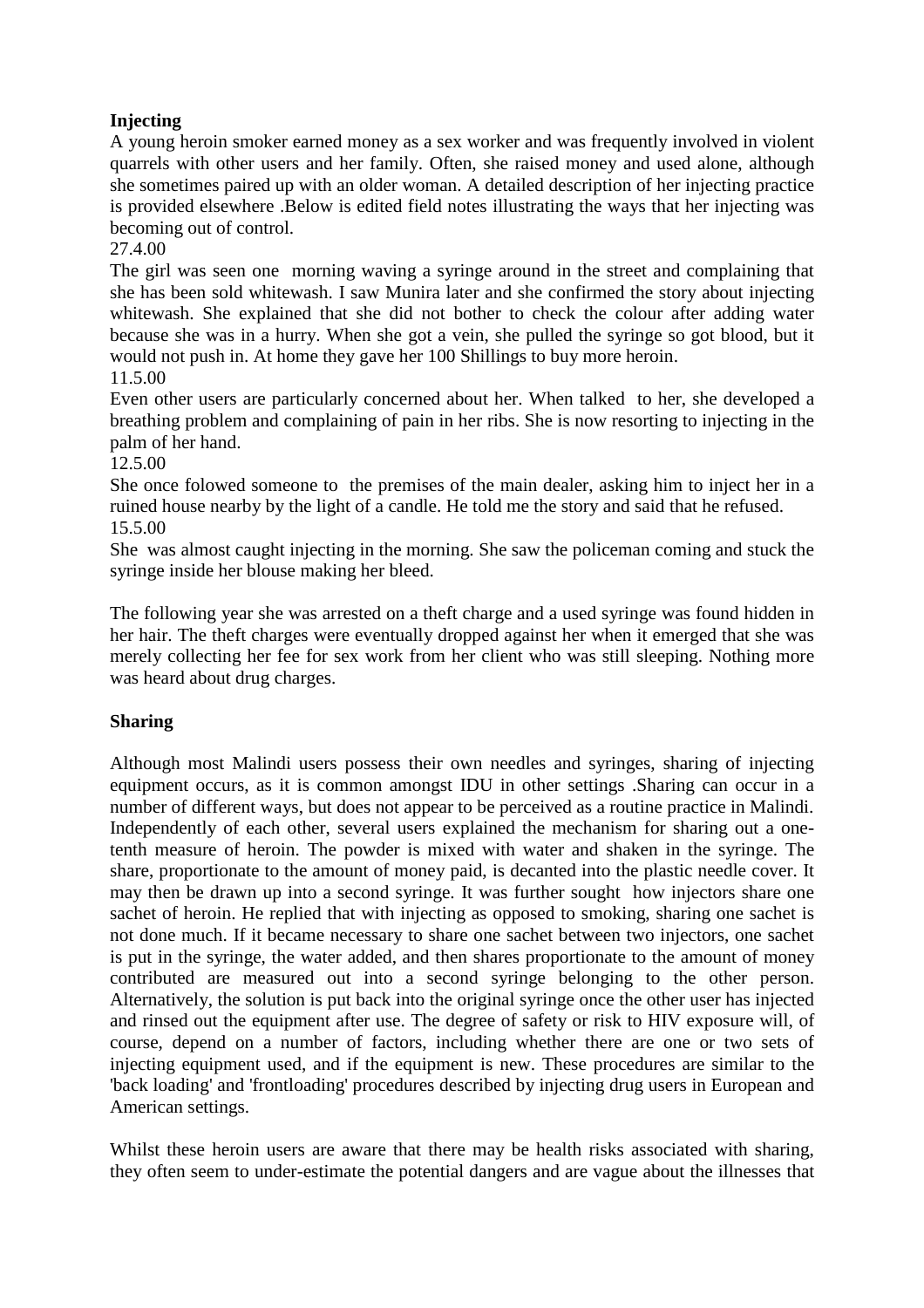**Injecting**

A young heroin smoker earned money as a sex worker and was frequently involved in violent quarrels with other users and her family. Often, she raised money and used alone, although she sometimes paired up with an older woman. A detailed description of her injecting practice is provided elsewhere .Below is edited field notes illustrating the ways that her injecting was becoming out of control.

27.4.00

The girl was seen one morning waving a syringe around in the street and complaining that she has been sold whitewash. I saw Munira later and she confirmed the story about injecting whitewash. She explained that she did not bother to check the colour after adding water because she was in a hurry. When she got a vein, she pulled the syringe so got blood, but it would not push in. At home they gave her 100 Shillings to buy more heroin.

11.5.00

Even other users are particularly concerned about her. When talked to her, she developed a breathing problem and complaining of pain in her ribs. She is now resorting to injecting in the palm of her hand.

12.5.00

She once folowed someone to the premises of the main dealer, asking him to inject her in a ruined house nearby by the light of a candle. He told me the story and said that he refused.

15.5.00

She was almost caught injecting in the morning. She saw the policeman coming and stuck the syringe inside her blouse making her bleed.

The following year she was arrested on a theft charge and a used syringe was found hidden in her hair. The theft charges were eventually dropped against her when it emerged that she was merely collecting her fee for sex work from her client who was still sleeping. Nothing more was heard about drug charges.

**Sharing**

Although most Malindi users possess their own needles and syringes, sharing of injecting equipment occurs, as it is common amongst IDU in other settings .Sharing can occur in a number of different ways, but does not appear to be perceived as a routine practice in Malindi. Independently of each other, several users explained the mechanism for sharing out a one-tenth measure of heroin. The powder is mixed with water and shaken in the syringe. The share, proportionate to the amount of money paid, is decanted into the plastic needle cover. It may then be drawn up into a second syringe. It was further sought how injectors share one sachet of heroin. He replied that with injecting as opposed to smoking, sharing one sachet is not done much. If it became necessary to share one sachet between two injectors, one sachet is put in the syringe, the water added, and then shares proportionate to the amount of money contributed are measured out into a second syringe belonging to the other person. Alternatively, the solution is put back into the original syringe once the other user has injected and rinsed out the equipment after use. The degree of safety or risk to HIV exposure will, of course, depend on a number of factors, including whether there are one or two sets of injecting equipment used, and if the equipment is new. These procedures are similar to the 'back loading' and 'frontloading' procedures described by injecting drug users in European and American settings.

Whilst these heroin users are aware that there may be health risks associated with sharing, they often seem to under-estimate the potential dangers and are vague about the illnesses that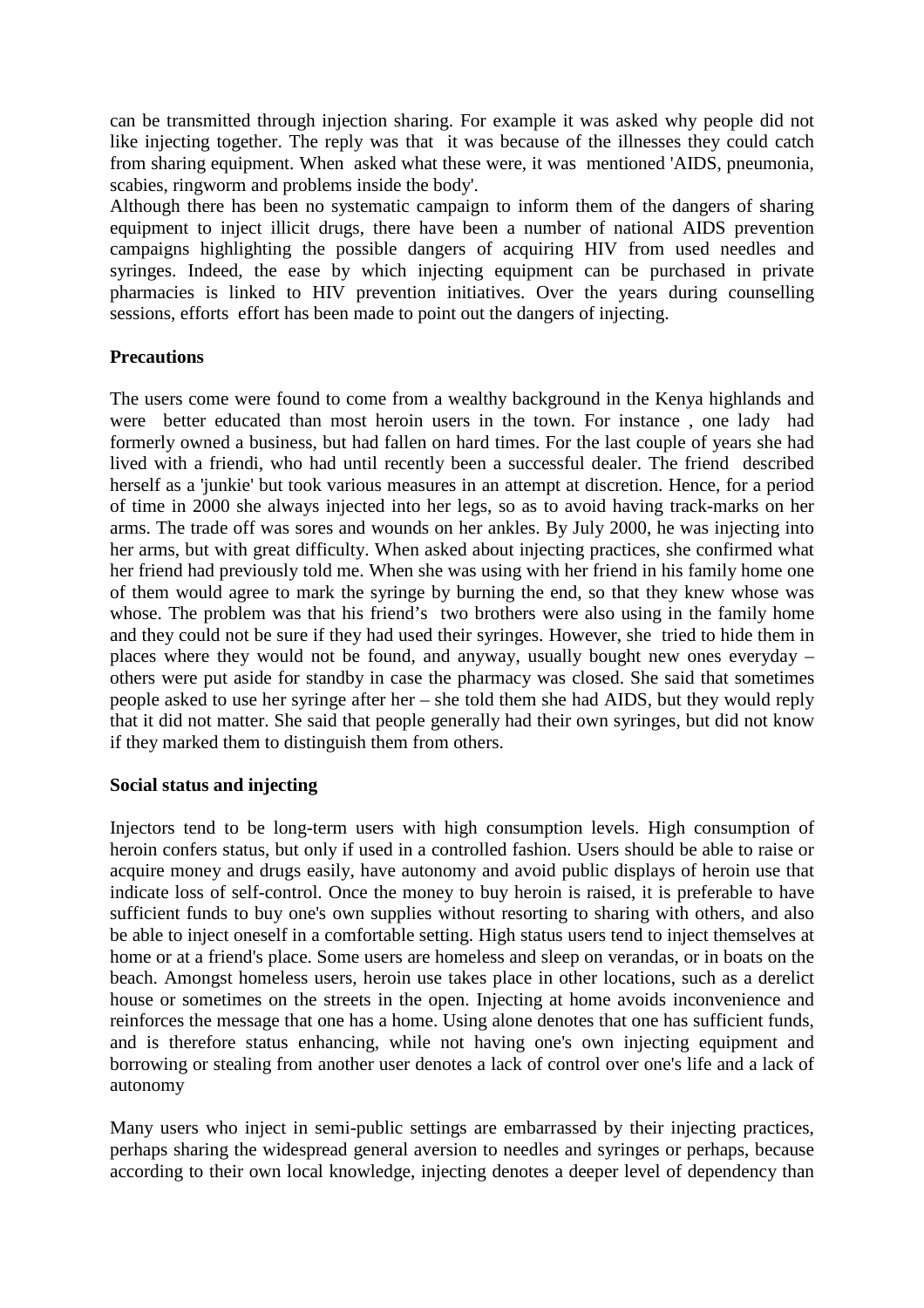can be transmitted through injection sharing. For example it was asked why people did not like injecting together. The reply was that it was because of the illnesses they could catch from sharing equipment. When asked what these were, it was mentioned 'AIDS, pneumonia, scabies, ringworm and problems inside the body'.

Although there has been no systematic campaign to inform them of the dangers of sharing equipment to inject illicit drugs, there have been a number of national AIDS prevention campaigns highlighting the possible dangers of acquiring HIV from used needles and syringes. Indeed, the ease by which injecting equipment can be purchased in private pharmacies is linked to HIV prevention initiatives. Over the years during counselling sessions, efforts effort has been made to point out the dangers of injecting.

**Precautions**

The users come were found to come from a wealthy background in the Kenya highlands and were better educated than most heroin users in the town. For instance , one lady had formerly owned a business, but had fallen on hard times. For the last couple of years she had lived with a friendi, who had until recently been a successful dealer. The friend described herself as a 'junkie' but took various measures in an attempt at discretion. Hence, for a period of time in 2000 she always injected into her legs, so as to avoid having track-marks on her arms. The trade off was sores and wounds on her ankles. By July 2000, he was injecting into her arms, but with great difficulty. When asked about injecting practices, she confirmed what her friend had previously told me. When she was using with her friend in his family home one of them would agree to mark the syringe by burning the end, so that they knew whose was whose. The problem was that his friend's two brothers were also using in the family home and they could not be sure if they had used their syringes. However, she tried to hide them in places where they would not be found, and anyway, usually bought new ones everyday – others were put aside for standby in case the pharmacy was closed. She said that sometimes people asked to use her syringe after her – she told them she had AIDS, but they would reply that it did not matter. She said that people generally had their own syringes, but did not know if they marked them to distinguish them from others.

**Social status and injecting**

Injectors tend to be long-term users with high consumption levels. High consumption of heroin confers status, but only if used in a controlled fashion. Users should be able to raise or acquire money and drugs easily, have autonomy and avoid public displays of heroin use that indicate loss of self-control. Once the money to buy heroin is raised, it is preferable to have sufficient funds to buy one's own supplies without resorting to sharing with others, and also be able to inject oneself in a comfortable setting. High status users tend to inject themselves at home or at a friend's place. Some users are homeless and sleep on verandas, or in boats on the beach. Amongst homeless users, heroin use takes place in other locations, such as a derelict house or sometimes on the streets in the open. Injecting at home avoids inconvenience and reinforces the message that one has a home. Using alone denotes that one has sufficient funds, and is therefore status enhancing, while not having one's own injecting equipment and borrowing or stealing from another user denotes a lack of control over one's life and a lack of autonomy

Many users who inject in semi-public settings are embarrassed by their injecting practices, perhaps sharing the widespread general aversion to needles and syringes or perhaps, because according to their own local knowledge, injecting denotes a deeper level of dependency than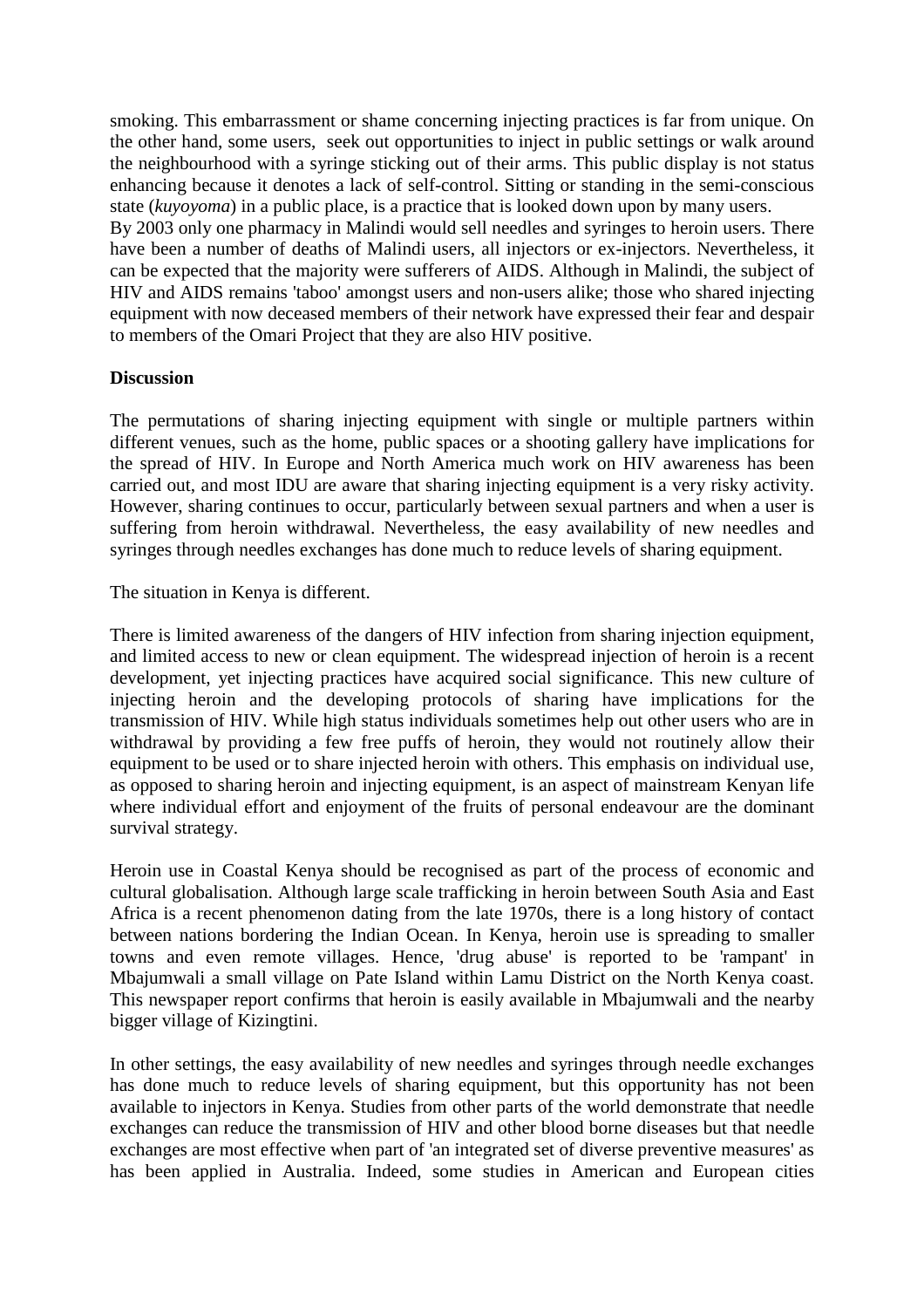smoking. This embarrassment or shame concerning injecting practices is far from unique. On the other hand, some users, seek out opportunities to inject in public settings or walk around the neighbourhood with a syringe sticking out of their arms. This public display is not status enhancing because it denotes a lack of self-control. Sitting or standing in the semi-conscious state (*kuyoyoma*) in a public place, is a practice that is looked down upon by many users.

By 2003 only one pharmacy in Malindi would sell needles and syringes to heroin users. There have been a number of deaths of Malindi users, all injectors or ex-injectors. Nevertheless, it can be expected that the majority were sufferers of AIDS. Although in Malindi, the subject of HIV and AIDS remains 'taboo' amongst users and non-users alike; those who shared injecting equipment with now deceased members of their network have expressed their fear and despair to members of the Omari Project that they are also HIV positive.

**Discussion**

The permutations of sharing injecting equipment with single or multiple partners within different venues, such as the home, public spaces or a shooting gallery have implications for the spread of HIV. In Europe and North America much work on HIV awareness has been carried out, and most IDU are aware that sharing injecting equipment is a very risky activity. However, sharing continues to occur, particularly between sexual partners and when a user is suffering from heroin withdrawal. Nevertheless, the easy availability of new needles and syringes through needles exchanges has done much to reduce levels of sharing equipment.

The situation in Kenya is different.

There is limited awareness of the dangers of HIV infection from sharing injection equipment, and limited access to new or clean equipment. The widespread injection of heroin is a recent development, yet injecting practices have acquired social significance. This new culture of injecting heroin and the developing protocols of sharing have implications for the transmission of HIV. While high status individuals sometimes help out other users who are in withdrawal by providing a few free puffs of heroin, they would not routinely allow their equipment to be used or to share injected heroin with others. This emphasis on individual use, as opposed to sharing heroin and injecting equipment, is an aspect of mainstream Kenyan life where individual effort and enjoyment of the fruits of personal endeavour are the dominant survival strategy.

Heroin use in Coastal Kenya should be recognised as part of the process of economic and cultural globalisation. Although large scale trafficking in heroin between South Asia and East Africa is a recent phenomenon dating from the late 1970s, there is a long history of contact between nations bordering the Indian Ocean. In Kenya, heroin use is spreading to smaller towns and even remote villages. Hence, 'drug abuse' is reported to be 'rampant' in Mbajumwali a small village on Pate Island within Lamu District on the North Kenya coast. This newspaper report confirms that heroin is easily available in Mbajumwali and the nearby bigger village of Kizingtini.

In other settings, the easy availability of new needles and syringes through needle exchanges has done much to reduce levels of sharing equipment, but this opportunity has not been available to injectors in Kenya. Studies from other parts of the world demonstrate that needle exchanges can reduce the transmission of HIV and other blood borne diseases but that needle exchanges are most effective when part of 'an integrated set of diverse preventive measures' as has been applied in Australia. Indeed, some studies in American and European cities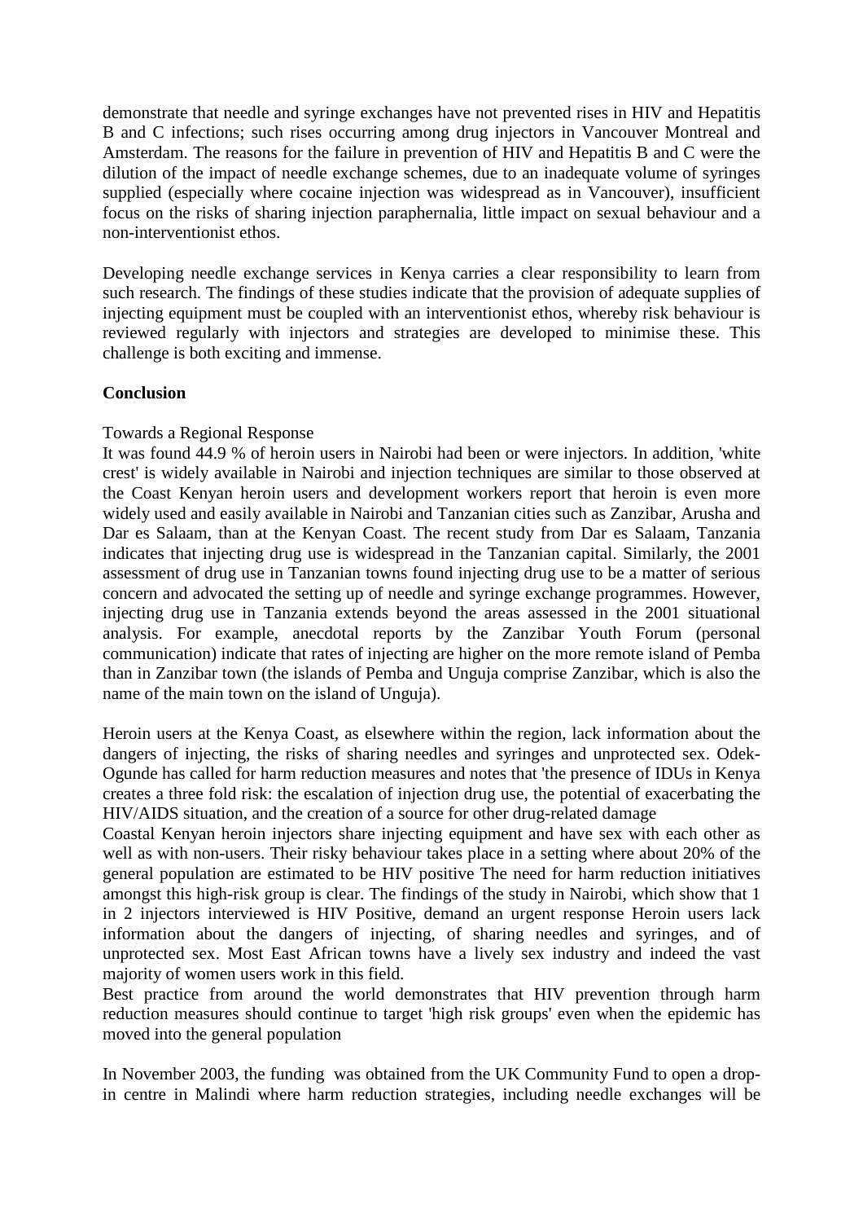demonstrate that needle and syringe exchanges have not prevented rises in HIV and Hepatitis B and C infections; such rises occurring among drug injectors in Vancouver Montreal and Amsterdam. The reasons for the failure in prevention of HIV and Hepatitis B and C were the dilution of the impact of needle exchange schemes, due to an inadequate volume of syringes supplied (especially where cocaine injection was widespread as in Vancouver), insufficient focus on the risks of sharing injection paraphernalia, little impact on sexual behaviour and a non-interventionist ethos.

Developing needle exchange services in Kenya carries a clear responsibility to learn from such research. The findings of these studies indicate that the provision of adequate supplies of injecting equipment must be coupled with an interventionist ethos, whereby risk behaviour is reviewed regularly with injectors and strategies are developed to minimise these. This challenge is both exciting and immense.

**Conclusion**

Towards a Regional Response

It was found 44.9 % of heroin users in Nairobi had been or were injectors. In addition, 'white crest' is widely available in Nairobi and injection techniques are similar to those observed at the Coast Kenyan heroin users and development workers report that heroin is even more widely used and easily available in Nairobi and Tanzanian cities such as Zanzibar, Arusha and Dar es Salaam, than at the Kenyan Coast. The recent study from Dar es Salaam, Tanzania indicates that injecting drug use is widespread in the Tanzanian capital. Similarly, the 2001 assessment of drug use in Tanzanian towns found injecting drug use to be a matter of serious concern and advocated the setting up of needle and syringe exchange programmes. However, injecting drug use in Tanzania extends beyond the areas assessed in the 2001 situational analysis. For example, anecdotal reports by the Zanzibar Youth Forum (personal communication) indicate that rates of injecting are higher on the more remote island of Pemba than in Zanzibar town (the islands of Pemba and Unguja comprise Zanzibar, which is also the name of the main town on the island of Unguja).

Heroin users at the Kenya Coast, as elsewhere within the region, lack information about the dangers of injecting, the risks of sharing needles and syringes and unprotected sex. Odek-Ogunde has called for harm reduction measures and notes that 'the presence of IDUs in Kenya creates a three fold risk: the escalation of injection drug use, the potential of exacerbating the HIV/AIDS situation, and the creation of a source for other drug-related damage

Coastal Kenyan heroin injectors share injecting equipment and have sex with each other as well as with non-users. Their risky behaviour takes place in a setting where about 20% of the general population are estimated to be HIV positive The need for harm reduction initiatives amongst this high-risk group is clear. The findings of the study in Nairobi, which show that 1 in 2 injectors interviewed is HIV Positive, demand an urgent response Heroin users lack information about the dangers of injecting, of sharing needles and syringes, and of unprotected sex. Most East African towns have a lively sex industry and indeed the vast majority of women users work in this field.

Best practice from around the world demonstrates that HIV prevention through harm reduction measures should continue to target 'high risk groups' even when the epidemic has moved into the general population

In November 2003, the funding was obtained from the UK Community Fund to open a drop-in centre in Malindi where harm reduction strategies, including needle exchanges will be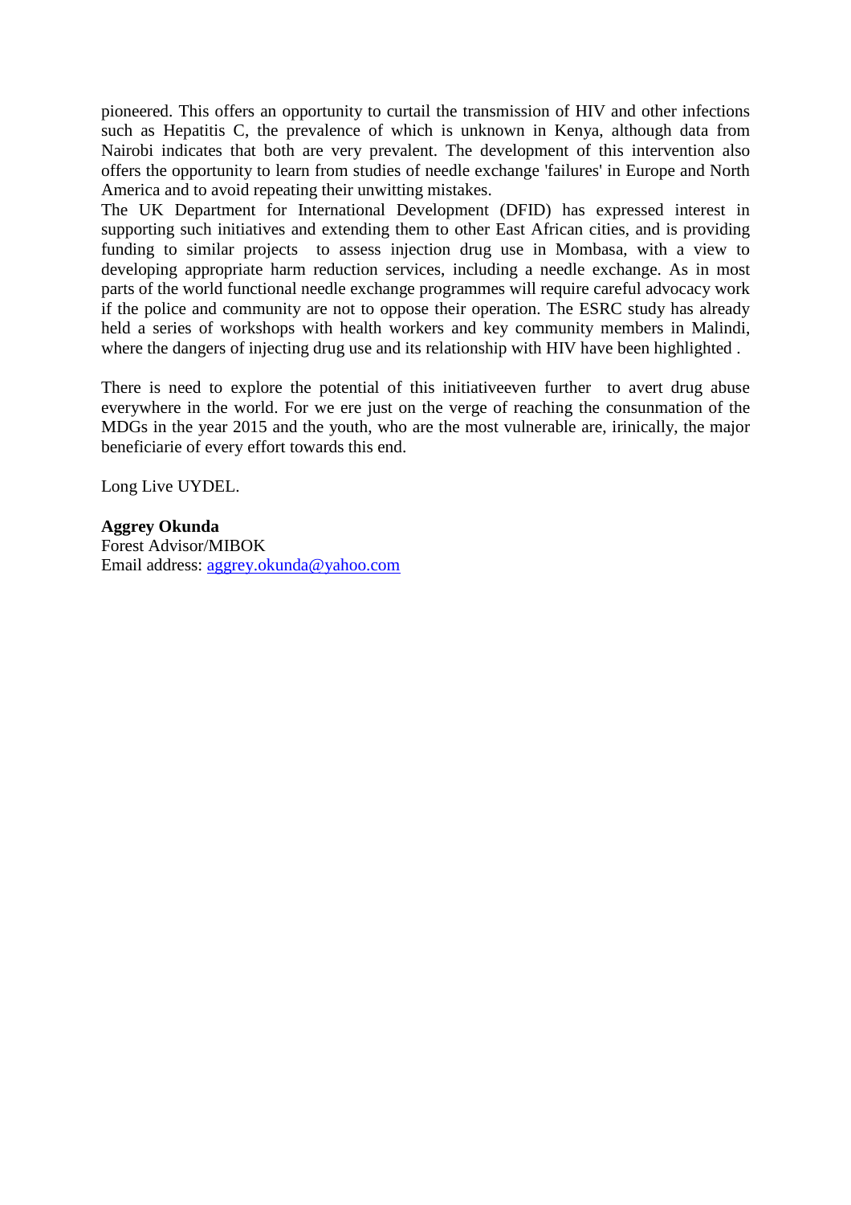pioneered. This offers an opportunity to curtail the transmission of HIV and other infections such as Hepatitis C, the prevalence of which is unknown in Kenya, although data from Nairobi indicates that both are very prevalent. The development of this intervention also offers the opportunity to learn from studies of needle exchange 'failures' in Europe and North America and to avoid repeating their unwitting mistakes.
The UK Department for International Development (DFID) has expressed interest in supporting such initiatives and extending them to other East African cities, and is providing funding to similar projects to assess injection drug use in Mombasa, with a view to developing appropriate harm reduction services, including a needle exchange. As in most parts of the world functional needle exchange programmes will require careful advocacy work if the police and community are not to oppose their operation. The ESRC study has already held a series of workshops with health workers and key community members in Malindi, where the dangers of injecting drug use and its relationship with HIV have been highlighted .

There is need to explore the potential of this initiativeeven further to avert drug abuse everywhere in the world. For we ere just on the verge of reaching the consunmation of the MDGs in the year 2015 and the youth, who are the most vulnerable are, irinically, the major beneficiarie of every effort towards this end.

Long Live UYDEL.

**Aggrey Okunda**
Forest Advisor/MIBOK
Email address: aggrey.okunda@yahoo.com